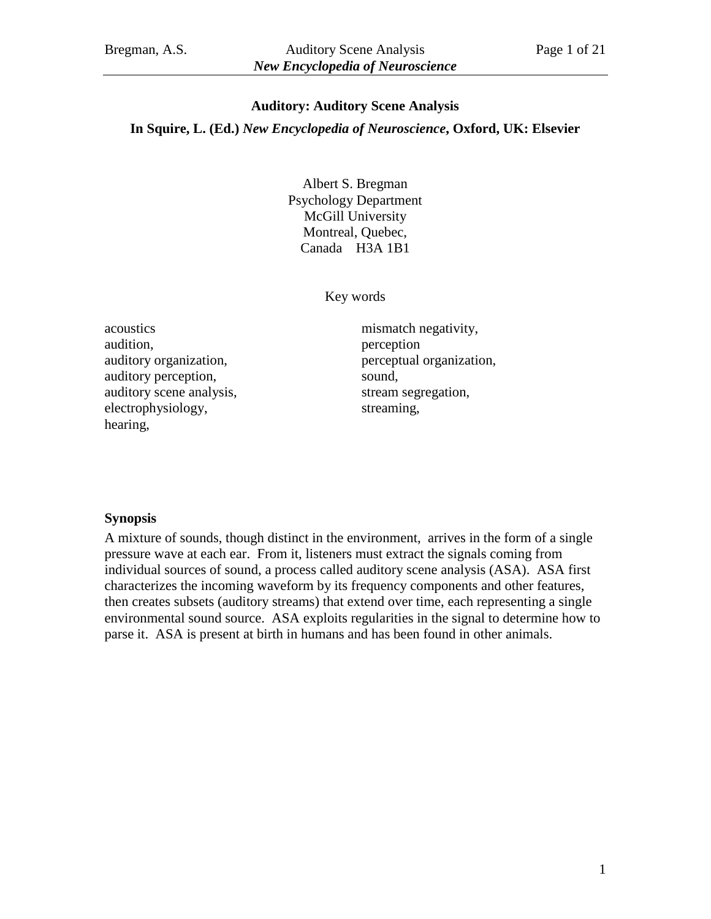**Auditory: Auditory Scene Analysis**

**In Squire, L. (Ed.) *New Encyclopedia of Neuroscience*, Oxford, UK: Elsevier**

Albert S. Bregman
Psychology Department
McGill University
Montreal, Quebec,
Canada H3A 1B1

Key words

acoustics
audition,
auditory organization,
auditory perception,
auditory scene analysis,
electrophysiology,
hearing,
mismatch negativity,
perception
perceptual organization,
sound,
stream segregation,
streaming,

**Synopsis**

A mixture of sounds, though distinct in the environment, arrives in the form of a single pressure wave at each ear. From it, listeners must extract the signals coming from individual sources of sound, a process called auditory scene analysis (ASA). ASA first characterizes the incoming waveform by its frequency components and other features, then creates subsets (auditory streams) that extend over time, each representing a single environmental sound source. ASA exploits regularities in the signal to determine how to parse it. ASA is present at birth in humans and has been found in other animals.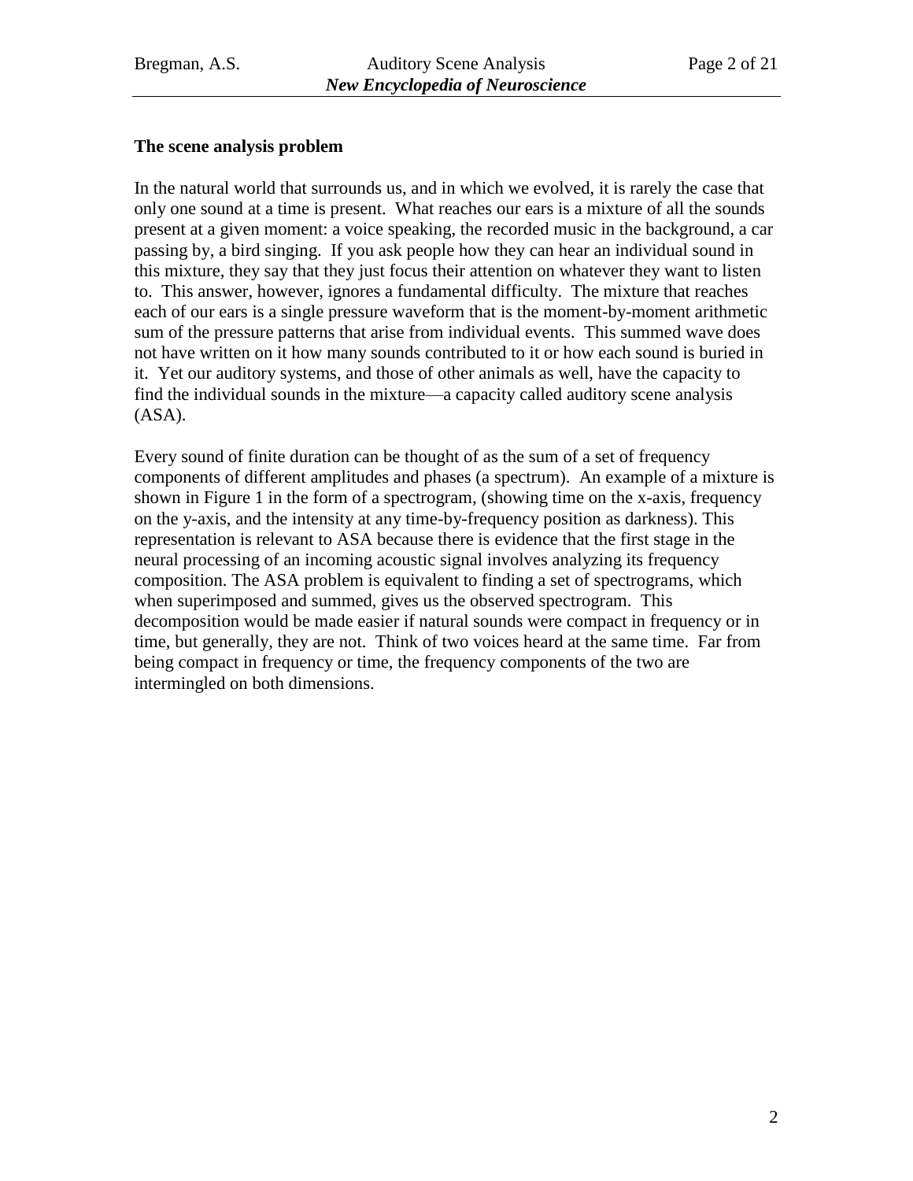### The scene analysis problem

In the natural world that surrounds us, and in which we evolved, it is rarely the case that only one sound at a time is present. What reaches our ears is a mixture of all the sounds present at a given moment: a voice speaking, the recorded music in the background, a car passing by, a bird singing. If you ask people how they can hear an individual sound in this mixture, they say that they just focus their attention on whatever they want to listen to. This answer, however, ignores a fundamental difficulty. The mixture that reaches each of our ears is a single pressure waveform that is the moment-by-moment arithmetic sum of the pressure patterns that arise from individual events. This summed wave does not have written on it how many sounds contributed to it or how each sound is buried in it. Yet our auditory systems, and those of other animals as well, have the capacity to find the individual sounds in the mixture—a capacity called auditory scene analysis (ASA).

Every sound of finite duration can be thought of as the sum of a set of frequency components of different amplitudes and phases (a spectrum). An example of a mixture is shown in Figure 1 in the form of a spectrogram, (showing time on the x-axis, frequency on the y-axis, and the intensity at any time-by-frequency position as darkness). This representation is relevant to ASA because there is evidence that the first stage in the neural processing of an incoming acoustic signal involves analyzing its frequency composition. The ASA problem is equivalent to finding a set of spectrograms, which when superimposed and summed, gives us the observed spectrogram. This decomposition would be made easier if natural sounds were compact in frequency or in time, but generally, they are not. Think of two voices heard at the same time. Far from being compact in frequency or time, the frequency components of the two are intermingled on both dimensions.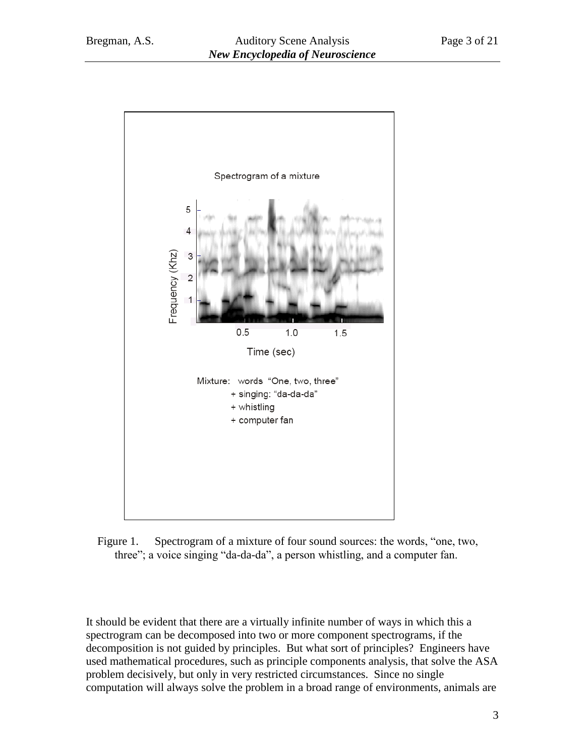Figure 1. Spectrogram of a mixture of four sound sources: the words, "one, two, three"; a voice singing "da-da-da", a person whistling, and a computer fan.

It should be evident that there are a virtually infinite number of ways in which this a spectrogram can be decomposed into two or more component spectrograms, if the decomposition is not guided by principles. But what sort of principles? Engineers have used mathematical procedures, such as principle components analysis, that solve the ASA problem decisively, but only in very restricted circumstances. Since no single computation will always solve the problem in a broad range of environments, animals are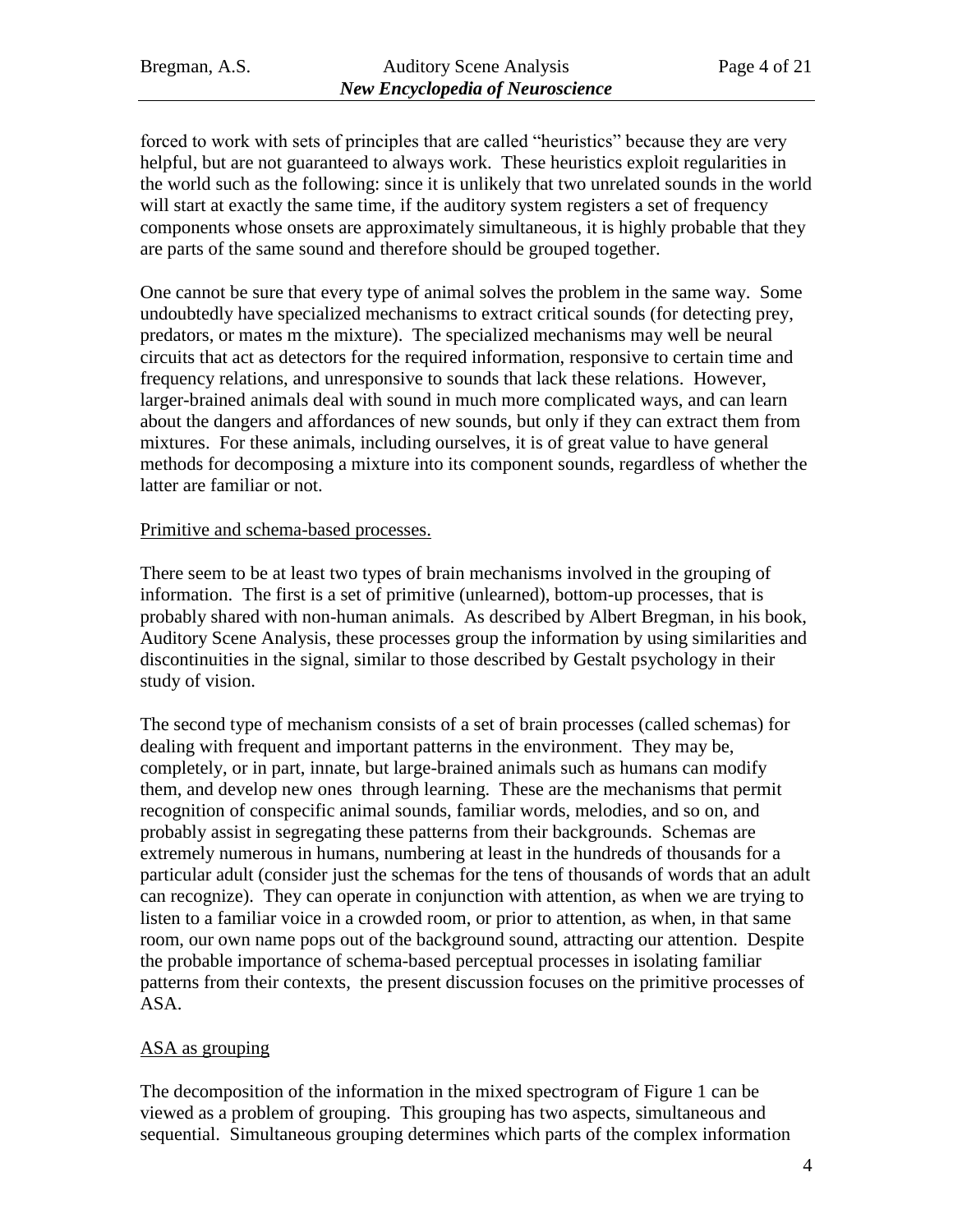forced to work with sets of principles that are called "heuristics" because they are very helpful, but are not guaranteed to always work. These heuristics exploit regularities in the world such as the following: since it is unlikely that two unrelated sounds in the world will start at exactly the same time, if the auditory system registers a set of frequency components whose onsets are approximately simultaneous, it is highly probable that they are parts of the same sound and therefore should be grouped together.

One cannot be sure that every type of animal solves the problem in the same way. Some undoubtedly have specialized mechanisms to extract critical sounds (for detecting prey, predators, or mates m the mixture). The specialized mechanisms may well be neural circuits that act as detectors for the required information, responsive to certain time and frequency relations, and unresponsive to sounds that lack these relations. However, larger-brained animals deal with sound in much more complicated ways, and can learn about the dangers and affordances of new sounds, but only if they can extract them from mixtures. For these animals, including ourselves, it is of great value to have general methods for decomposing a mixture into its component sounds, regardless of whether the latter are familiar or not.

## Primitive and schema-based processes.

There seem to be at least two types of brain mechanisms involved in the grouping of information. The first is a set of primitive (unlearned), bottom-up processes, that is probably shared with non-human animals. As described by Albert Bregman, in his book, Auditory Scene Analysis, these processes group the information by using similarities and discontinuities in the signal, similar to those described by Gestalt psychology in their study of vision.

The second type of mechanism consists of a set of brain processes (called schemas) for dealing with frequent and important patterns in the environment. They may be, completely, or in part, innate, but large-brained animals such as humans can modify them, and develop new ones through learning. These are the mechanisms that permit recognition of conspecific animal sounds, familiar words, melodies, and so on, and probably assist in segregating these patterns from their backgrounds. Schemas are extremely numerous in humans, numbering at least in the hundreds of thousands for a particular adult (consider just the schemas for the tens of thousands of words that an adult can recognize). They can operate in conjunction with attention, as when we are trying to listen to a familiar voice in a crowded room, or prior to attention, as when, in that same room, our own name pops out of the background sound, attracting our attention. Despite the probable importance of schema-based perceptual processes in isolating familiar patterns from their contexts, the present discussion focuses on the primitive processes of ASA.

## ASA as grouping

The decomposition of the information in the mixed spectrogram of Figure 1 can be viewed as a problem of grouping. This grouping has two aspects, simultaneous and sequential. Simultaneous grouping determines which parts of the complex information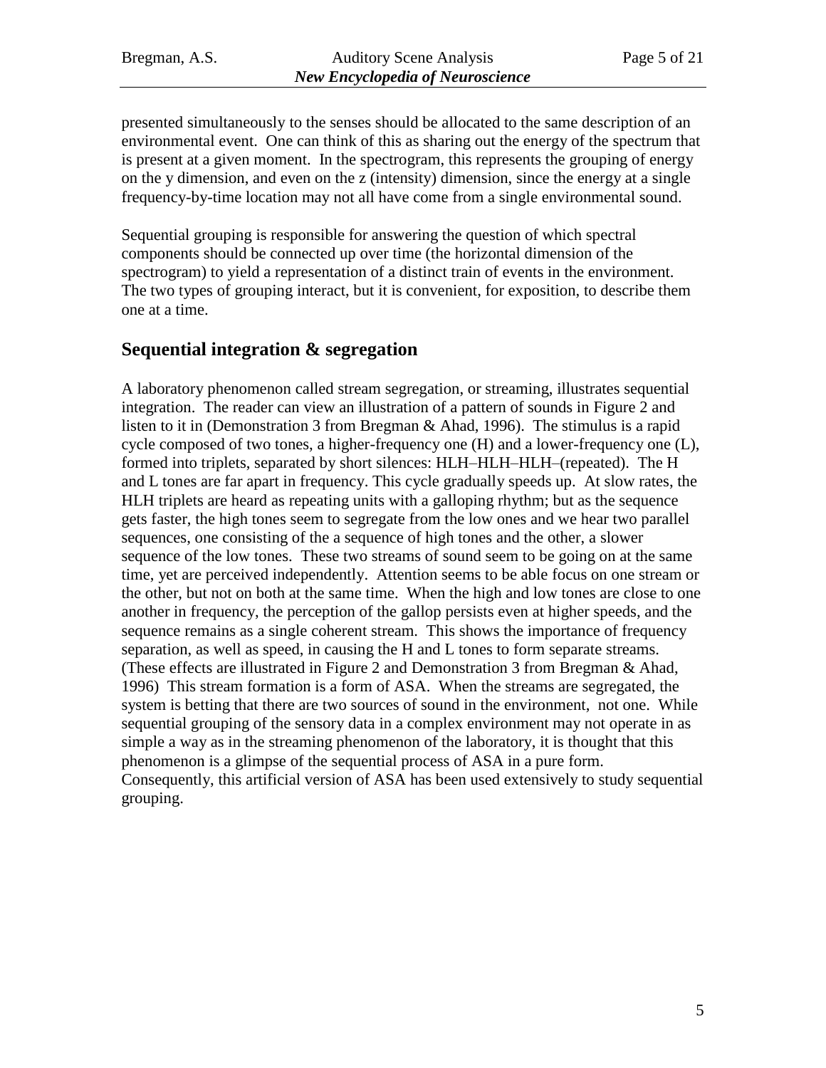presented simultaneously to the senses should be allocated to the same description of an environmental event. One can think of this as sharing out the energy of the spectrum that is present at a given moment. In the spectrogram, this represents the grouping of energy on the y dimension, and even on the z (intensity) dimension, since the energy at a single frequency-by-time location may not all have come from a single environmental sound.

Sequential grouping is responsible for answering the question of which spectral components should be connected up over time (the horizontal dimension of the spectrogram) to yield a representation of a distinct train of events in the environment. The two types of grouping interact, but it is convenient, for exposition, to describe them one at a time.

## Sequential integration & segregation

A laboratory phenomenon called stream segregation, or streaming, illustrates sequential integration. The reader can view an illustration of a pattern of sounds in Figure 2 and listen to it in (Demonstration 3 from Bregman & Ahad, 1996). The stimulus is a rapid cycle composed of two tones, a higher-frequency one (H) and a lower-frequency one (L), formed into triplets, separated by short silences: HLH–HLH–HLH–(repeated). The H and L tones are far apart in frequency. This cycle gradually speeds up. At slow rates, the HLH triplets are heard as repeating units with a galloping rhythm; but as the sequence gets faster, the high tones seem to segregate from the low ones and we hear two parallel sequences, one consisting of the a sequence of high tones and the other, a slower sequence of the low tones. These two streams of sound seem to be going on at the same time, yet are perceived independently. Attention seems to be able focus on one stream or the other, but not on both at the same time. When the high and low tones are close to one another in frequency, the perception of the gallop persists even at higher speeds, and the sequence remains as a single coherent stream. This shows the importance of frequency separation, as well as speed, in causing the H and L tones to form separate streams. (These effects are illustrated in Figure 2 and Demonstration 3 from Bregman & Ahad, 1996) This stream formation is a form of ASA. When the streams are segregated, the system is betting that there are two sources of sound in the environment, not one. While sequential grouping of the sensory data in a complex environment may not operate in as simple a way as in the streaming phenomenon of the laboratory, it is thought that this phenomenon is a glimpse of the sequential process of ASA in a pure form. Consequently, this artificial version of ASA has been used extensively to study sequential grouping.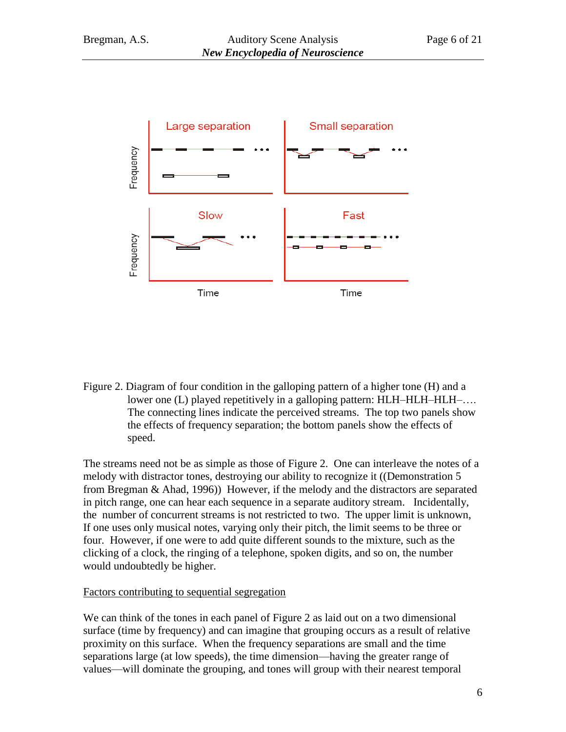Figure 2. Diagram of four condition in the galloping pattern of a higher tone (H) and a lower one (L) played repetitively in a galloping pattern: HLH–HLH–HLH–…. The connecting lines indicate the perceived streams. The top two panels show the effects of frequency separation; the bottom panels show the effects of speed.

The streams need not be as simple as those of Figure 2. One can interleave the notes of a melody with distractor tones, destroying our ability to recognize it ((Demonstration 5 from Bregman & Ahad, 1996)) However, if the melody and the distractors are separated in pitch range, one can hear each sequence in a separate auditory stream. Incidentally, the number of concurrent streams is not restricted to two. The upper limit is unknown, If one uses only musical notes, varying only their pitch, the limit seems to be three or four. However, if one were to add quite different sounds to the mixture, such as the clicking of a clock, the ringing of a telephone, spoken digits, and so on, the number would undoubtedly be higher.

## Factors contributing to sequential segregation

We can think of the tones in each panel of Figure 2 as laid out on a two dimensional surface (time by frequency) and can imagine that grouping occurs as a result of relative proximity on this surface. When the frequency separations are small and the time separations large (at low speeds), the time dimension—having the greater range of values—will dominate the grouping, and tones will group with their nearest temporal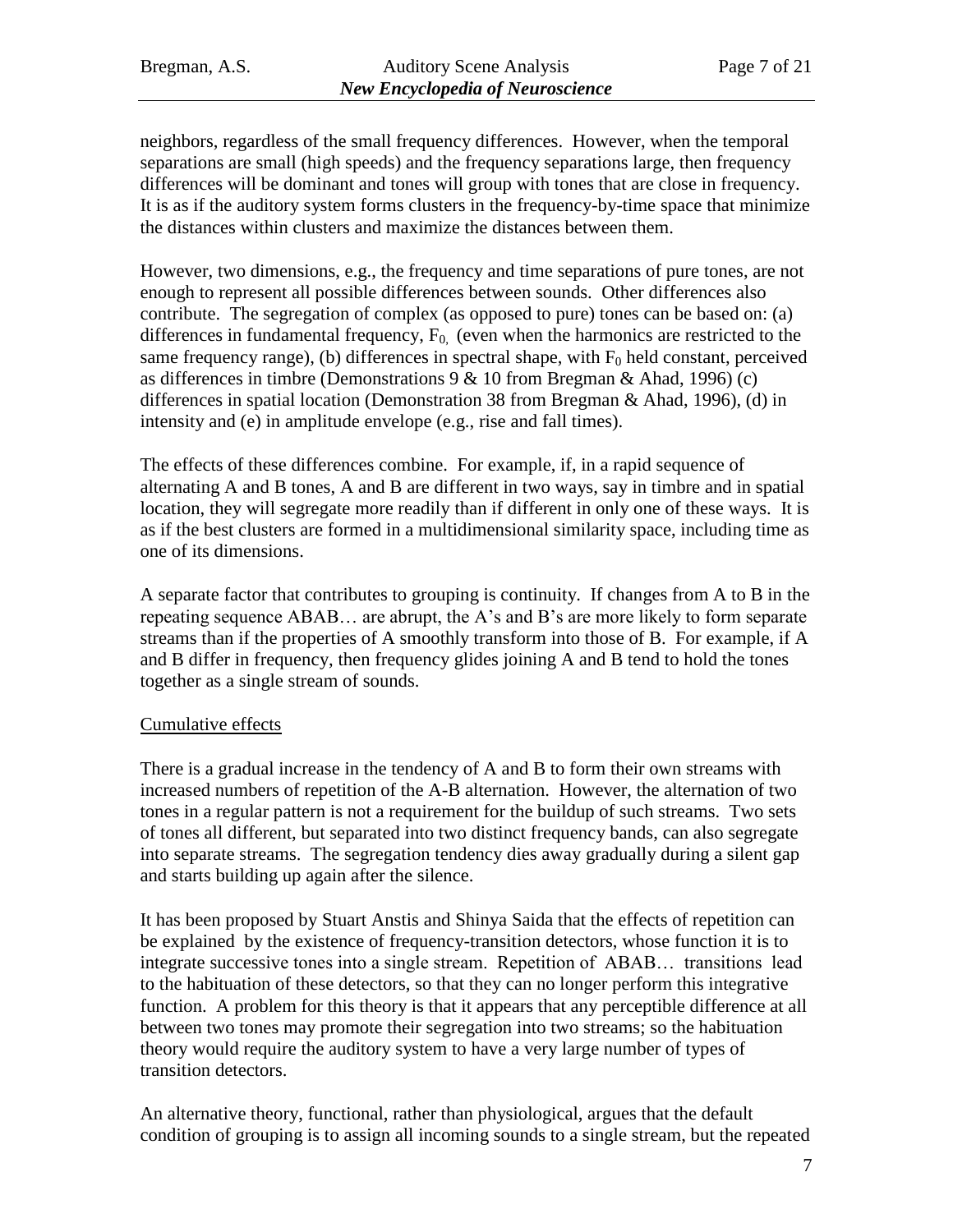neighbors, regardless of the small frequency differences. However, when the temporal separations are small (high speeds) and the frequency separations large, then frequency differences will be dominant and tones will group with tones that are close in frequency. It is as if the auditory system forms clusters in the frequency-by-time space that minimize the distances within clusters and maximize the distances between them.

However, two dimensions, e.g., the frequency and time separations of pure tones, are not enough to represent all possible differences between sounds. Other differences also contribute. The segregation of complex (as opposed to pure) tones can be based on: (a) differences in fundamental frequency, $F_0$, (even when the harmonics are restricted to the same frequency range), (b) differences in spectral shape, with $F_0$ held constant, perceived as differences in timbre (Demonstrations 9 & 10 from Bregman & Ahad, 1996) (c) differences in spatial location (Demonstration 38 from Bregman & Ahad, 1996), (d) in intensity and (e) in amplitude envelope (e.g., rise and fall times).

The effects of these differences combine. For example, if, in a rapid sequence of alternating A and B tones, A and B are different in two ways, say in timbre and in spatial location, they will segregate more readily than if different in only one of these ways. It is as if the best clusters are formed in a multidimensional similarity space, including time as one of its dimensions.

A separate factor that contributes to grouping is continuity. If changes from A to B in the repeating sequence ABAB… are abrupt, the A's and B's are more likely to form separate streams than if the properties of A smoothly transform into those of B. For example, if A and B differ in frequency, then frequency glides joining A and B tend to hold the tones together as a single stream of sounds.

## Cumulative effects

There is a gradual increase in the tendency of A and B to form their own streams with increased numbers of repetition of the A-B alternation. However, the alternation of two tones in a regular pattern is not a requirement for the buildup of such streams. Two sets of tones all different, but separated into two distinct frequency bands, can also segregate into separate streams. The segregation tendency dies away gradually during a silent gap and starts building up again after the silence.

It has been proposed by Stuart Anstis and Shinya Saida that the effects of repetition can be explained by the existence of frequency-transition detectors, whose function it is to integrate successive tones into a single stream. Repetition of ABAB… transitions lead to the habituation of these detectors, so that they can no longer perform this integrative function. A problem for this theory is that it appears that any perceptible difference at all between two tones may promote their segregation into two streams; so the habituation theory would require the auditory system to have a very large number of types of transition detectors.

An alternative theory, functional, rather than physiological, argues that the default condition of grouping is to assign all incoming sounds to a single stream, but the repeated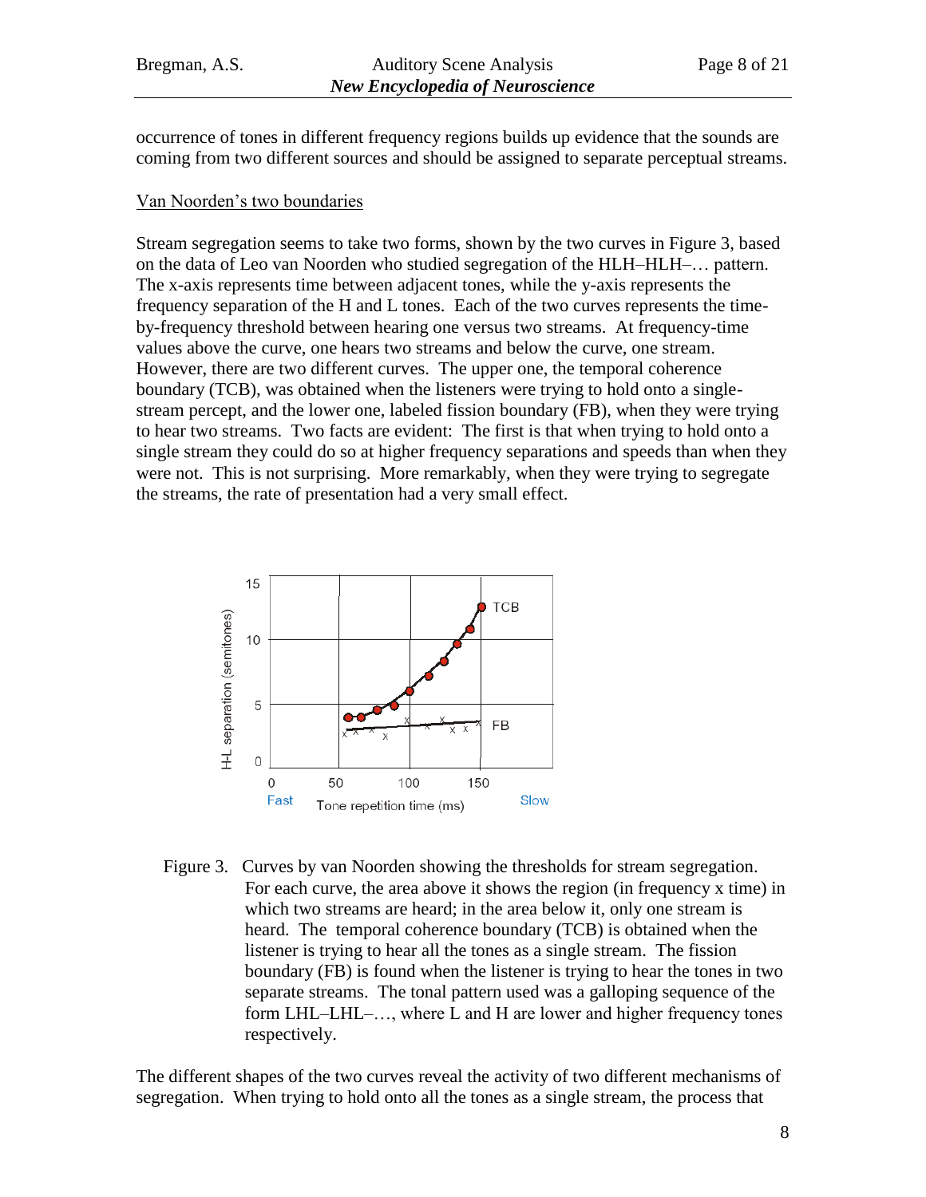occurrence of tones in different frequency regions builds up evidence that the sounds are coming from two different sources and should be assigned to separate perceptual streams.

## Van Noorden's two boundaries

Stream segregation seems to take two forms, shown by the two curves in Figure 3, based on the data of Leo van Noorden who studied segregation of the HLH–HLH–… pattern. The x-axis represents time between adjacent tones, while the y-axis represents the frequency separation of the H and L tones. Each of the two curves represents the time-by-frequency threshold between hearing one versus two streams. At frequency-time values above the curve, one hears two streams and below the curve, one stream. However, there are two different curves. The upper one, the temporal coherence boundary (TCB), was obtained when the listeners were trying to hold onto a single-stream percept, and the lower one, labeled fission boundary (FB), when they were trying to hear two streams. Two facts are evident: The first is that when trying to hold onto a single stream they could do so at higher frequency separations and speeds than when they were not. This is not surprising. More remarkably, when they were trying to segregate the streams, the rate of presentation had a very small effect.

Figure 3. Curves by van Noorden showing the thresholds for stream segregation. For each curve, the area above it shows the region (in frequency x time) in which two streams are heard; in the area below it, only one stream is heard. The temporal coherence boundary (TCB) is obtained when the listener is trying to hear all the tones as a single stream. The fission boundary (FB) is found when the listener is trying to hear the tones in two separate streams. The tonal pattern used was a galloping sequence of the form LHL–LHL–…, where L and H are lower and higher frequency tones respectively.

The different shapes of the two curves reveal the activity of two different mechanisms of segregation. When trying to hold onto all the tones as a single stream, the process that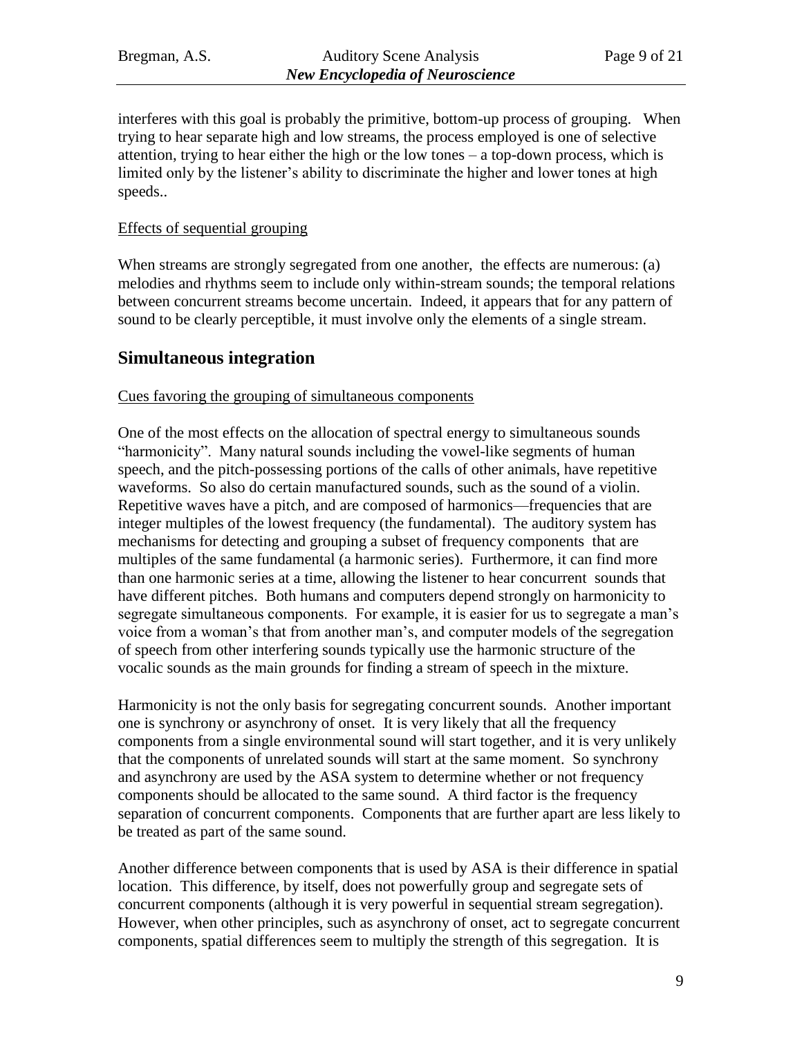interferes with this goal is probably the primitive, bottom-up process of grouping. When trying to hear separate high and low streams, the process employed is one of selective attention, trying to hear either the high or the low tones – a top-down process, which is limited only by the listener's ability to discriminate the higher and lower tones at high speeds..

Effects of sequential grouping

When streams are strongly segregated from one another, the effects are numerous: (a) melodies and rhythms seem to include only within-stream sounds; the temporal relations between concurrent streams become uncertain. Indeed, it appears that for any pattern of sound to be clearly perceptible, it must involve only the elements of a single stream.

## Simultaneous integration

Cues favoring the grouping of simultaneous components

One of the most effects on the allocation of spectral energy to simultaneous sounds "harmonicity". Many natural sounds including the vowel-like segments of human speech, and the pitch-possessing portions of the calls of other animals, have repetitive waveforms. So also do certain manufactured sounds, such as the sound of a violin. Repetitive waves have a pitch, and are composed of harmonics—frequencies that are integer multiples of the lowest frequency (the fundamental). The auditory system has mechanisms for detecting and grouping a subset of frequency components that are multiples of the same fundamental (a harmonic series). Furthermore, it can find more than one harmonic series at a time, allowing the listener to hear concurrent sounds that have different pitches. Both humans and computers depend strongly on harmonicity to segregate simultaneous components. For example, it is easier for us to segregate a man's voice from a woman's that from another man's, and computer models of the segregation of speech from other interfering sounds typically use the harmonic structure of the vocalic sounds as the main grounds for finding a stream of speech in the mixture.

Harmonicity is not the only basis for segregating concurrent sounds. Another important one is synchrony or asynchrony of onset. It is very likely that all the frequency components from a single environmental sound will start together, and it is very unlikely that the components of unrelated sounds will start at the same moment. So synchrony and asynchrony are used by the ASA system to determine whether or not frequency components should be allocated to the same sound. A third factor is the frequency separation of concurrent components. Components that are further apart are less likely to be treated as part of the same sound.

Another difference between components that is used by ASA is their difference in spatial location. This difference, by itself, does not powerfully group and segregate sets of concurrent components (although it is very powerful in sequential stream segregation). However, when other principles, such as asynchrony of onset, act to segregate concurrent components, spatial differences seem to multiply the strength of this segregation. It is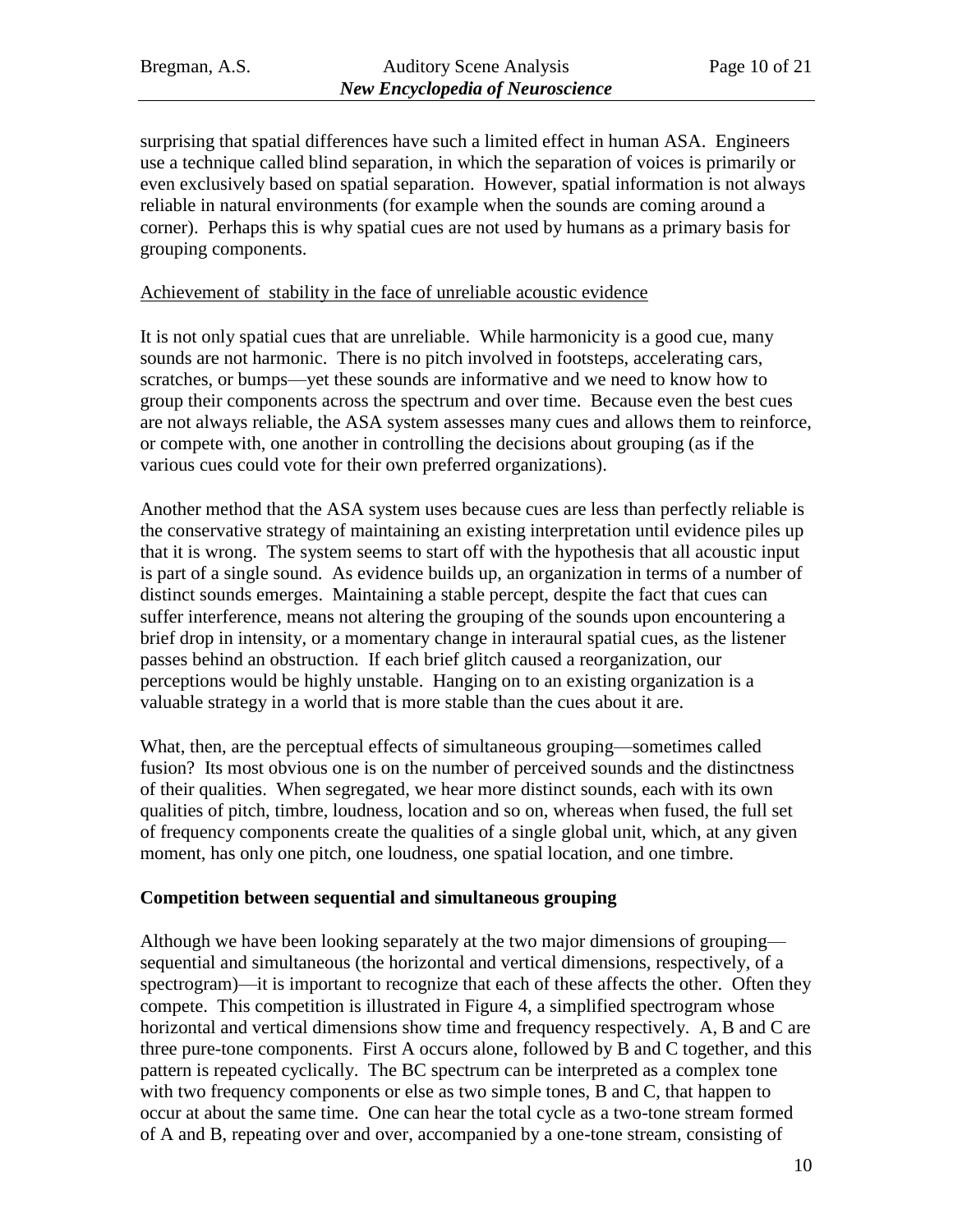surprising that spatial differences have such a limited effect in human ASA. Engineers use a technique called blind separation, in which the separation of voices is primarily or even exclusively based on spatial separation. However, spatial information is not always reliable in natural environments (for example when the sounds are coming around a corner). Perhaps this is why spatial cues are not used by humans as a primary basis for grouping components.

<u>Achievement of stability in the face of unreliable acoustic evidence</u>

It is not only spatial cues that are unreliable. While harmonicity is a good cue, many sounds are not harmonic. There is no pitch involved in footsteps, accelerating cars, scratches, or bumps—yet these sounds are informative and we need to know how to group their components across the spectrum and over time. Because even the best cues are not always reliable, the ASA system assesses many cues and allows them to reinforce, or compete with, one another in controlling the decisions about grouping (as if the various cues could vote for their own preferred organizations).

Another method that the ASA system uses because cues are less than perfectly reliable is the conservative strategy of maintaining an existing interpretation until evidence piles up that it is wrong. The system seems to start off with the hypothesis that all acoustic input is part of a single sound. As evidence builds up, an organization in terms of a number of distinct sounds emerges. Maintaining a stable percept, despite the fact that cues can suffer interference, means not altering the grouping of the sounds upon encountering a brief drop in intensity, or a momentary change in interaural spatial cues, as the listener passes behind an obstruction. If each brief glitch caused a reorganization, our perceptions would be highly unstable. Hanging on to an existing organization is a valuable strategy in a world that is more stable than the cues about it are.

What, then, are the perceptual effects of simultaneous grouping—sometimes called fusion? Its most obvious one is on the number of perceived sounds and the distinctness of their qualities. When segregated, we hear more distinct sounds, each with its own qualities of pitch, timbre, loudness, location and so on, whereas when fused, the full set of frequency components create the qualities of a single global unit, which, at any given moment, has only one pitch, one loudness, one spatial location, and one timbre.

**Competition between sequential and simultaneous grouping**

Although we have been looking separately at the two major dimensions of grouping—sequential and simultaneous (the horizontal and vertical dimensions, respectively, of a spectrogram)—it is important to recognize that each of these affects the other. Often they compete. This competition is illustrated in Figure 4, a simplified spectrogram whose horizontal and vertical dimensions show time and frequency respectively. A, B and C are three pure-tone components. First A occurs alone, followed by B and C together, and this pattern is repeated cyclically. The BC spectrum can be interpreted as a complex tone with two frequency components or else as two simple tones, B and C, that happen to occur at about the same time. One can hear the total cycle as a two-tone stream formed of A and B, repeating over and over, accompanied by a one-tone stream, consisting of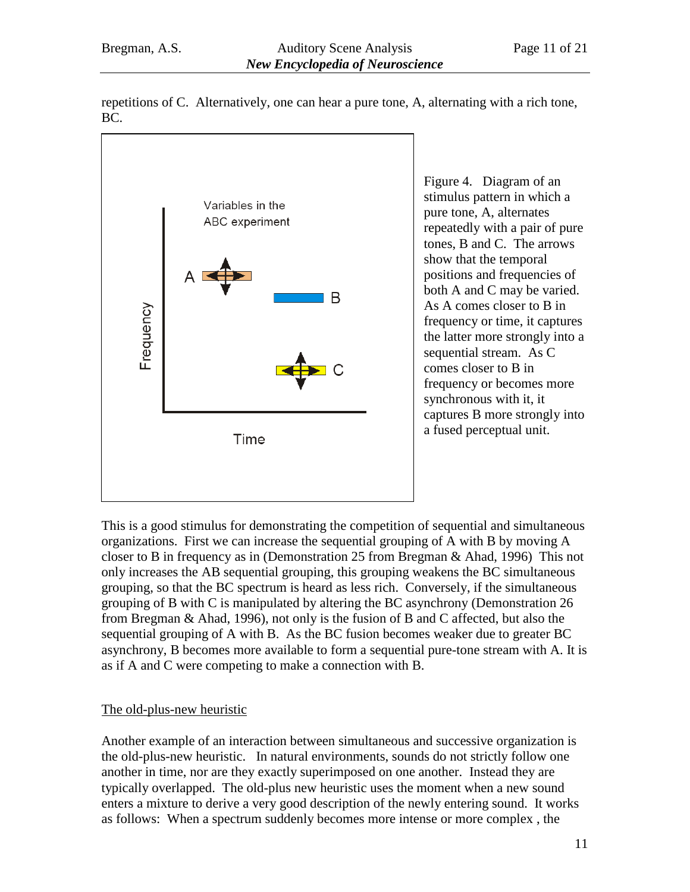repetitions of C. Alternatively, one can hear a pure tone, A, alternating with a rich tone, BC.

Figure 4. Diagram of an stimulus pattern in which a pure tone, A, alternates repeatedly with a pair of pure tones, B and C. The arrows show that the temporal positions and frequencies of both A and C may be varied. As A comes closer to B in frequency or time, it captures the latter more strongly into a sequential stream. As C comes closer to B in frequency or becomes more synchronous with it, it captures B more strongly into a fused perceptual unit.

This is a good stimulus for demonstrating the competition of sequential and simultaneous organizations. First we can increase the sequential grouping of A with B by moving A closer to B in frequency as in (Demonstration 25 from Bregman & Ahad, 1996) This not only increases the AB sequential grouping, this grouping weakens the BC simultaneous grouping, so that the BC spectrum is heard as less rich. Conversely, if the simultaneous grouping of B with C is manipulated by altering the BC asynchrony (Demonstration 26 from Bregman & Ahad, 1996), not only is the fusion of B and C affected, but also the sequential grouping of A with B. As the BC fusion becomes weaker due to greater BC asynchrony, B becomes more available to form a sequential pure-tone stream with A. It is as if A and C were competing to make a connection with B.

## The old-plus-new heuristic

Another example of an interaction between simultaneous and successive organization is the old-plus-new heuristic. In natural environments, sounds do not strictly follow one another in time, nor are they exactly superimposed on one another. Instead they are typically overlapped. The old-plus new heuristic uses the moment when a new sound enters a mixture to derive a very good description of the newly entering sound. It works as follows: When a spectrum suddenly becomes more intense or more complex , the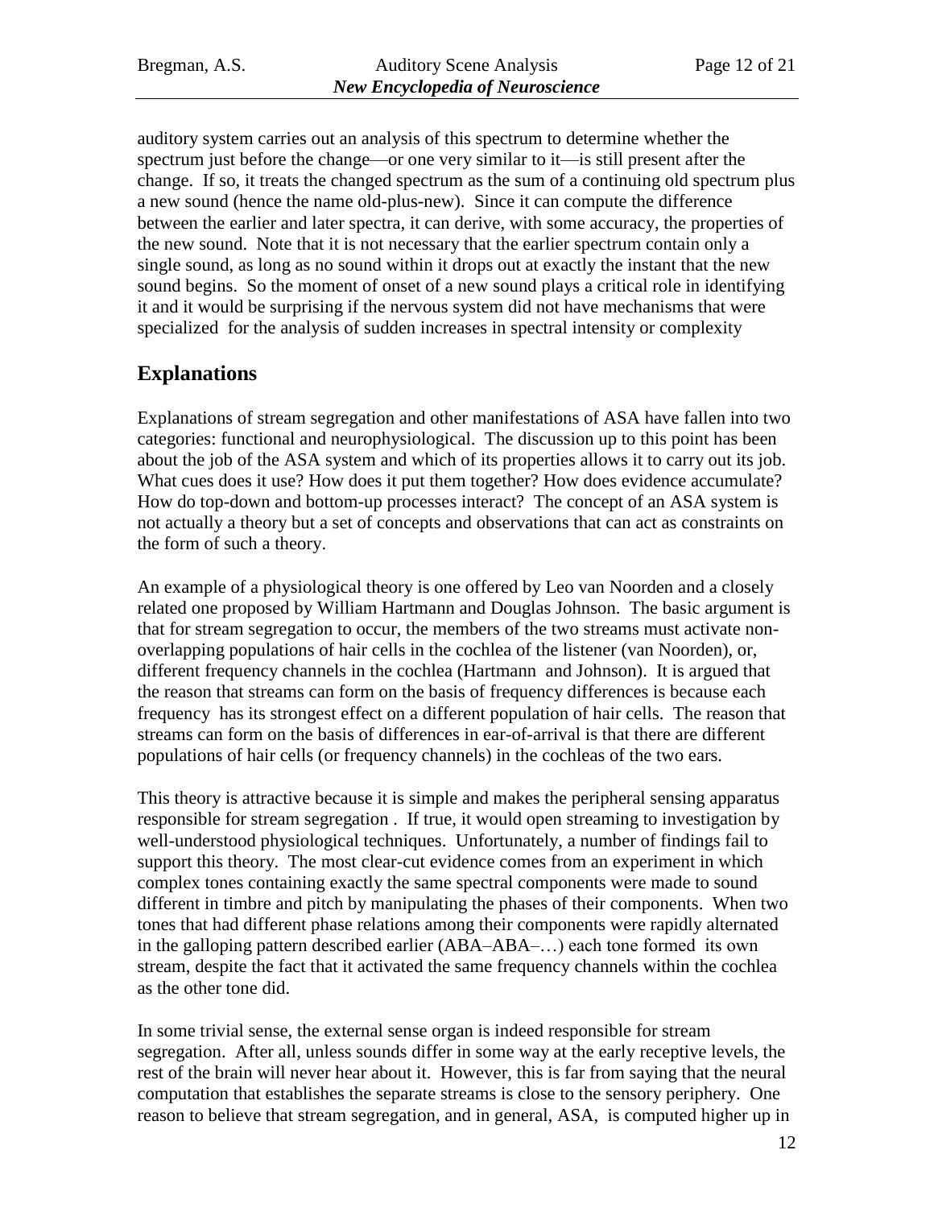auditory system carries out an analysis of this spectrum to determine whether the spectrum just before the change—or one very similar to it—is still present after the change. If so, it treats the changed spectrum as the sum of a continuing old spectrum plus a new sound (hence the name old-plus-new). Since it can compute the difference between the earlier and later spectra, it can derive, with some accuracy, the properties of the new sound. Note that it is not necessary that the earlier spectrum contain only a single sound, as long as no sound within it drops out at exactly the instant that the new sound begins. So the moment of onset of a new sound plays a critical role in identifying it and it would be surprising if the nervous system did not have mechanisms that were specialized for the analysis of sudden increases in spectral intensity or complexity

## Explanations

Explanations of stream segregation and other manifestations of ASA have fallen into two categories: functional and neurophysiological. The discussion up to this point has been about the job of the ASA system and which of its properties allows it to carry out its job. What cues does it use? How does it put them together? How does evidence accumulate? How do top-down and bottom-up processes interact? The concept of an ASA system is not actually a theory but a set of concepts and observations that can act as constraints on the form of such a theory.

An example of a physiological theory is one offered by Leo van Noorden and a closely related one proposed by William Hartmann and Douglas Johnson. The basic argument is that for stream segregation to occur, the members of the two streams must activate non-overlapping populations of hair cells in the cochlea of the listener (van Noorden), or, different frequency channels in the cochlea (Hartmann and Johnson). It is argued that the reason that streams can form on the basis of frequency differences is because each frequency has its strongest effect on a different population of hair cells. The reason that streams can form on the basis of differences in ear-of-arrival is that there are different populations of hair cells (or frequency channels) in the cochleas of the two ears.

This theory is attractive because it is simple and makes the peripheral sensing apparatus responsible for stream segregation . If true, it would open streaming to investigation by well-understood physiological techniques. Unfortunately, a number of findings fail to support this theory. The most clear-cut evidence comes from an experiment in which complex tones containing exactly the same spectral components were made to sound different in timbre and pitch by manipulating the phases of their components. When two tones that had different phase relations among their components were rapidly alternated in the galloping pattern described earlier (ABA–ABA–…) each tone formed its own stream, despite the fact that it activated the same frequency channels within the cochlea as the other tone did.

In some trivial sense, the external sense organ is indeed responsible for stream segregation. After all, unless sounds differ in some way at the early receptive levels, the rest of the brain will never hear about it. However, this is far from saying that the neural computation that establishes the separate streams is close to the sensory periphery. One reason to believe that stream segregation, and in general, ASA, is computed higher up in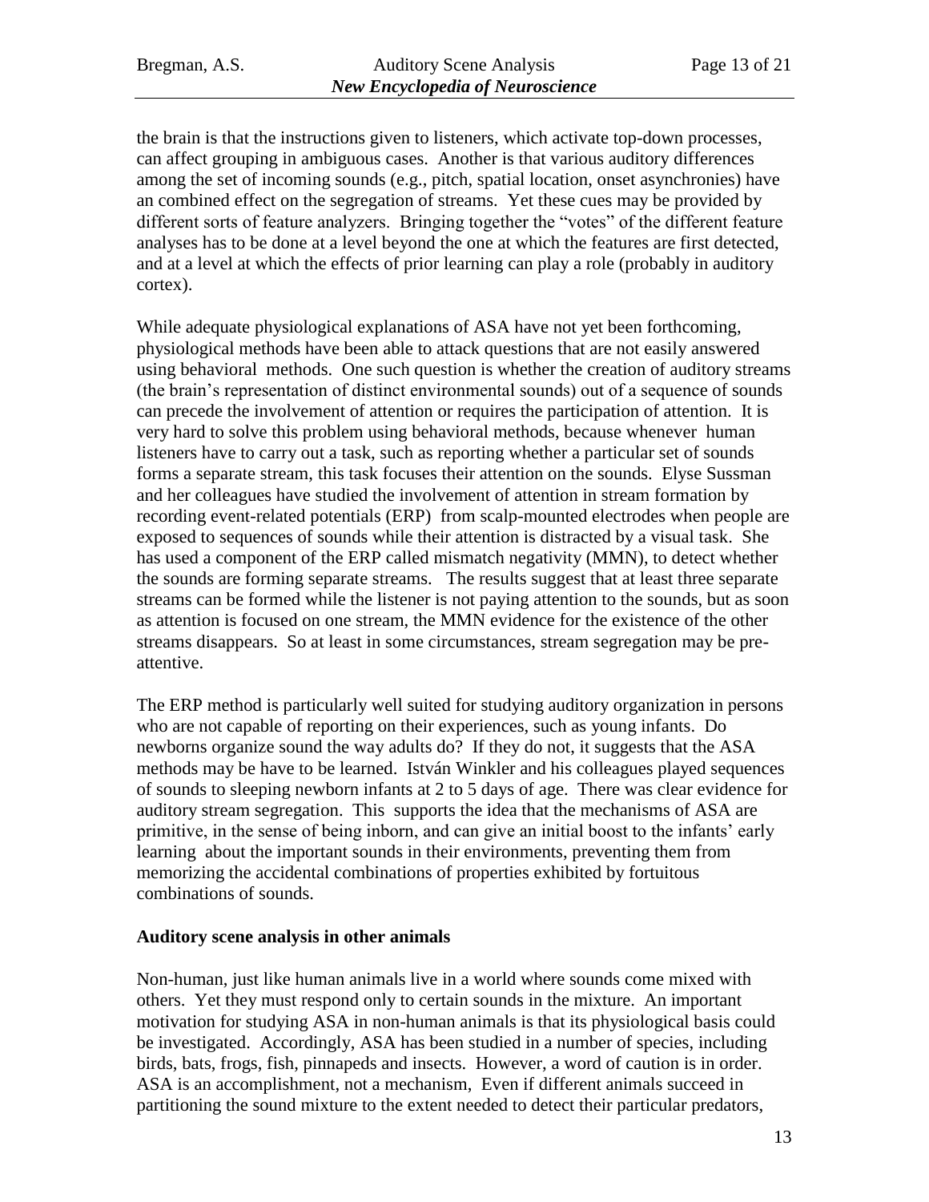the brain is that the instructions given to listeners, which activate top-down processes, can affect grouping in ambiguous cases. Another is that various auditory differences among the set of incoming sounds (e.g., pitch, spatial location, onset asynchronies) have an combined effect on the segregation of streams. Yet these cues may be provided by different sorts of feature analyzers. Bringing together the "votes" of the different feature analyses has to be done at a level beyond the one at which the features are first detected, and at a level at which the effects of prior learning can play a role (probably in auditory cortex).

While adequate physiological explanations of ASA have not yet been forthcoming, physiological methods have been able to attack questions that are not easily answered using behavioral methods. One such question is whether the creation of auditory streams (the brain's representation of distinct environmental sounds) out of a sequence of sounds can precede the involvement of attention or requires the participation of attention. It is very hard to solve this problem using behavioral methods, because whenever human listeners have to carry out a task, such as reporting whether a particular set of sounds forms a separate stream, this task focuses their attention on the sounds. Elyse Sussman and her colleagues have studied the involvement of attention in stream formation by recording event-related potentials (ERP) from scalp-mounted electrodes when people are exposed to sequences of sounds while their attention is distracted by a visual task. She has used a component of the ERP called mismatch negativity (MMN), to detect whether the sounds are forming separate streams. The results suggest that at least three separate streams can be formed while the listener is not paying attention to the sounds, but as soon as attention is focused on one stream, the MMN evidence for the existence of the other streams disappears. So at least in some circumstances, stream segregation may be pre-attentive.

The ERP method is particularly well suited for studying auditory organization in persons who are not capable of reporting on their experiences, such as young infants. Do newborns organize sound the way adults do? If they do not, it suggests that the ASA methods may be have to be learned. István Winkler and his colleagues played sequences of sounds to sleeping newborn infants at 2 to 5 days of age. There was clear evidence for auditory stream segregation. This supports the idea that the mechanisms of ASA are primitive, in the sense of being inborn, and can give an initial boost to the infants' early learning about the important sounds in their environments, preventing them from memorizing the accidental combinations of properties exhibited by fortuitous combinations of sounds.

**Auditory scene analysis in other animals**

Non-human, just like human animals live in a world where sounds come mixed with others. Yet they must respond only to certain sounds in the mixture. An important motivation for studying ASA in non-human animals is that its physiological basis could be investigated. Accordingly, ASA has been studied in a number of species, including birds, bats, frogs, fish, pinnapeds and insects. However, a word of caution is in order. ASA is an accomplishment, not a mechanism, Even if different animals succeed in partitioning the sound mixture to the extent needed to detect their particular predators,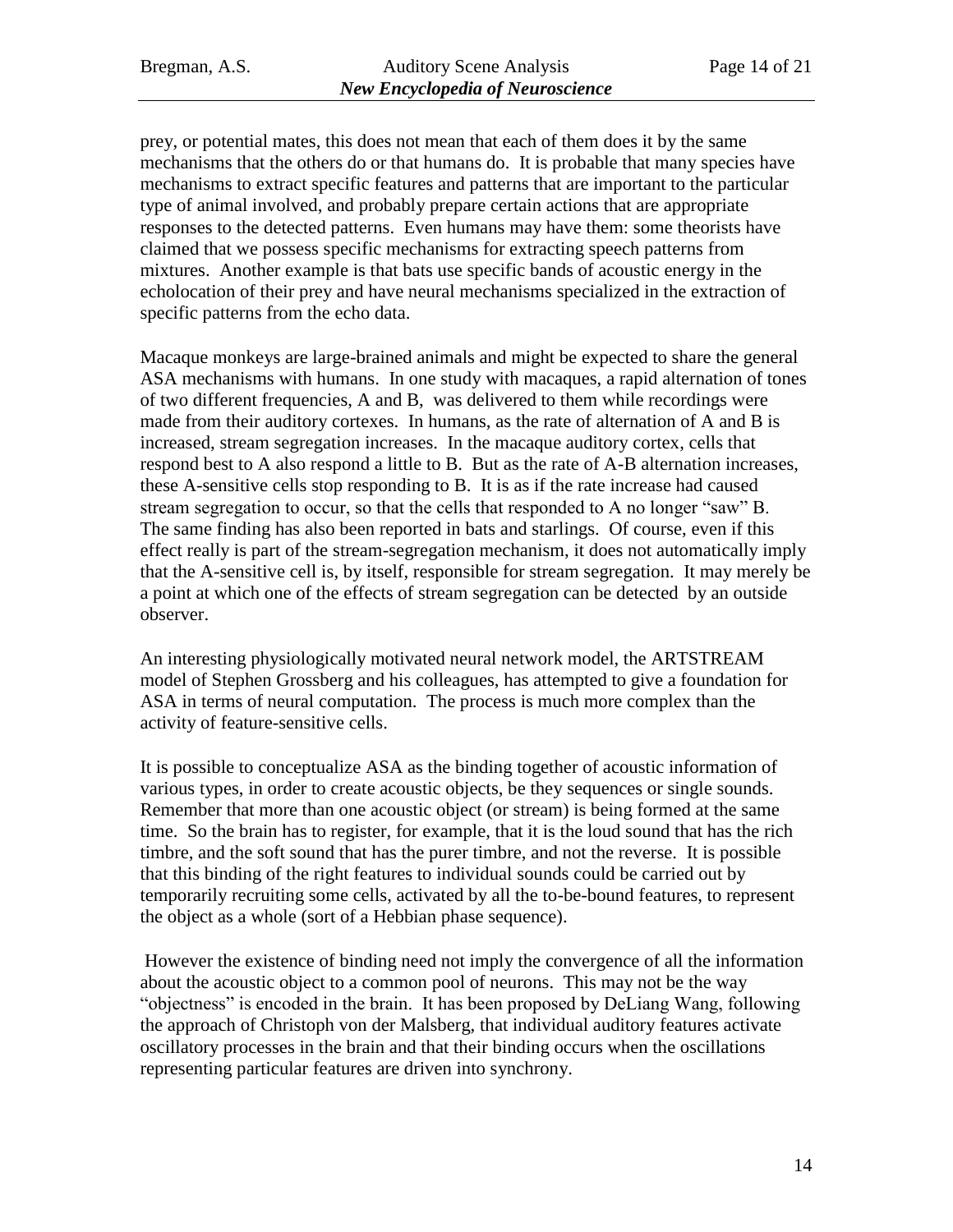prey, or potential mates, this does not mean that each of them does it by the same mechanisms that the others do or that humans do. It is probable that many species have mechanisms to extract specific features and patterns that are important to the particular type of animal involved, and probably prepare certain actions that are appropriate responses to the detected patterns. Even humans may have them: some theorists have claimed that we possess specific mechanisms for extracting speech patterns from mixtures. Another example is that bats use specific bands of acoustic energy in the echolocation of their prey and have neural mechanisms specialized in the extraction of specific patterns from the echo data.

Macaque monkeys are large-brained animals and might be expected to share the general ASA mechanisms with humans. In one study with macaques, a rapid alternation of tones of two different frequencies, A and B, was delivered to them while recordings were made from their auditory cortexes. In humans, as the rate of alternation of A and B is increased, stream segregation increases. In the macaque auditory cortex, cells that respond best to A also respond a little to B. But as the rate of A-B alternation increases, these A-sensitive cells stop responding to B. It is as if the rate increase had caused stream segregation to occur, so that the cells that responded to A no longer "saw" B. The same finding has also been reported in bats and starlings. Of course, even if this effect really is part of the stream-segregation mechanism, it does not automatically imply that the A-sensitive cell is, by itself, responsible for stream segregation. It may merely be a point at which one of the effects of stream segregation can be detected by an outside observer.

An interesting physiologically motivated neural network model, the ARTSTREAM model of Stephen Grossberg and his colleagues, has attempted to give a foundation for ASA in terms of neural computation. The process is much more complex than the activity of feature-sensitive cells.

It is possible to conceptualize ASA as the binding together of acoustic information of various types, in order to create acoustic objects, be they sequences or single sounds. Remember that more than one acoustic object (or stream) is being formed at the same time. So the brain has to register, for example, that it is the loud sound that has the rich timbre, and the soft sound that has the purer timbre, and not the reverse. It is possible that this binding of the right features to individual sounds could be carried out by temporarily recruiting some cells, activated by all the to-be-bound features, to represent the object as a whole (sort of a Hebbian phase sequence).

However the existence of binding need not imply the convergence of all the information about the acoustic object to a common pool of neurons. This may not be the way "objectness" is encoded in the brain. It has been proposed by DeLiang Wang, following the approach of Christoph von der Malsberg, that individual auditory features activate oscillatory processes in the brain and that their binding occurs when the oscillations representing particular features are driven into synchrony.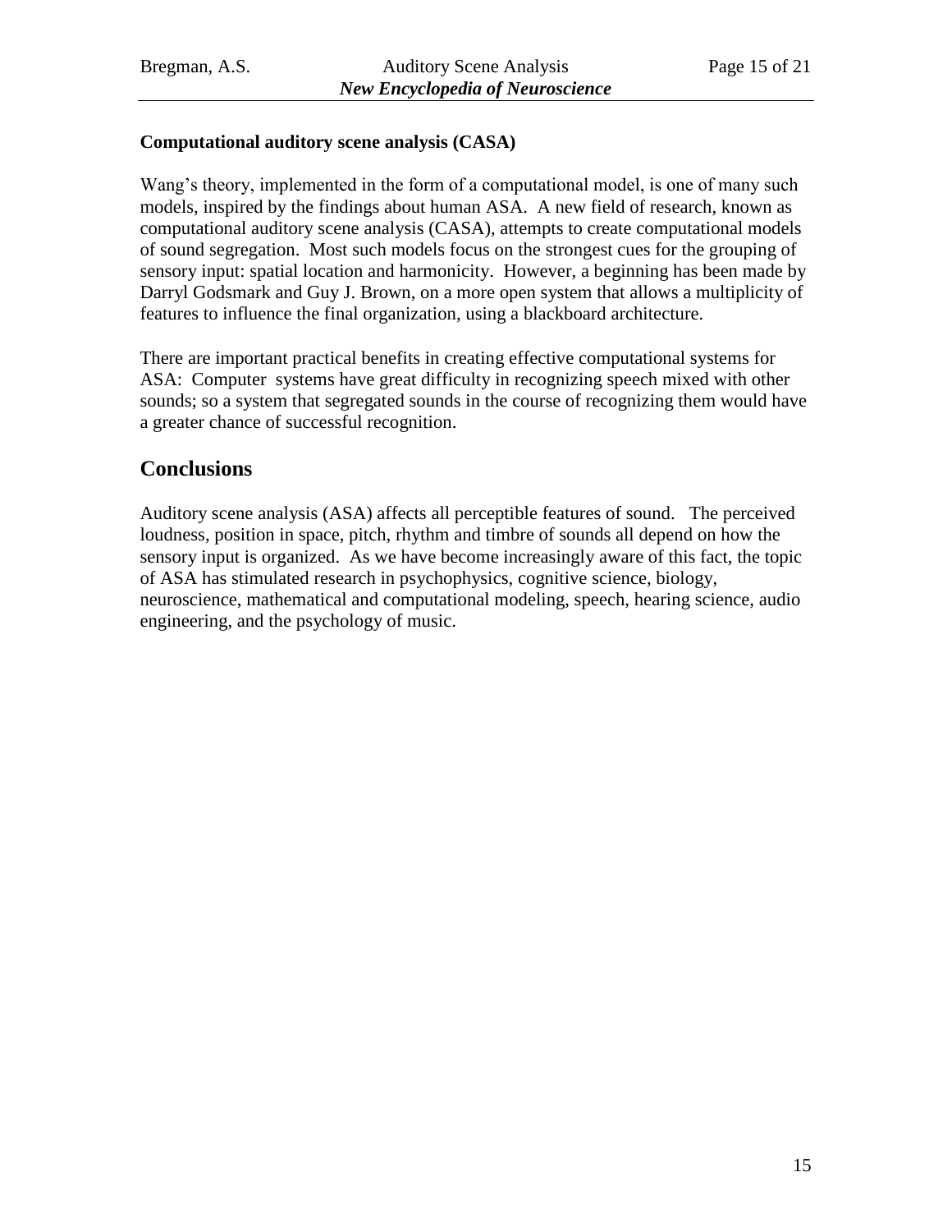### Computational auditory scene analysis (CASA)

Wang's theory, implemented in the form of a computational model, is one of many such models, inspired by the findings about human ASA. A new field of research, known as computational auditory scene analysis (CASA), attempts to create computational models of sound segregation. Most such models focus on the strongest cues for the grouping of sensory input: spatial location and harmonicity. However, a beginning has been made by Darryl Godsmark and Guy J. Brown, on a more open system that allows a multiplicity of features to influence the final organization, using a blackboard architecture.

There are important practical benefits in creating effective computational systems for ASA: Computer systems have great difficulty in recognizing speech mixed with other sounds; so a system that segregated sounds in the course of recognizing them would have a greater chance of successful recognition.

## Conclusions

Auditory scene analysis (ASA) affects all perceptible features of sound. The perceived loudness, position in space, pitch, rhythm and timbre of sounds all depend on how the sensory input is organized. As we have become increasingly aware of this fact, the topic of ASA has stimulated research in psychophysics, cognitive science, biology, neuroscience, mathematical and computational modeling, speech, hearing science, audio engineering, and the psychology of music.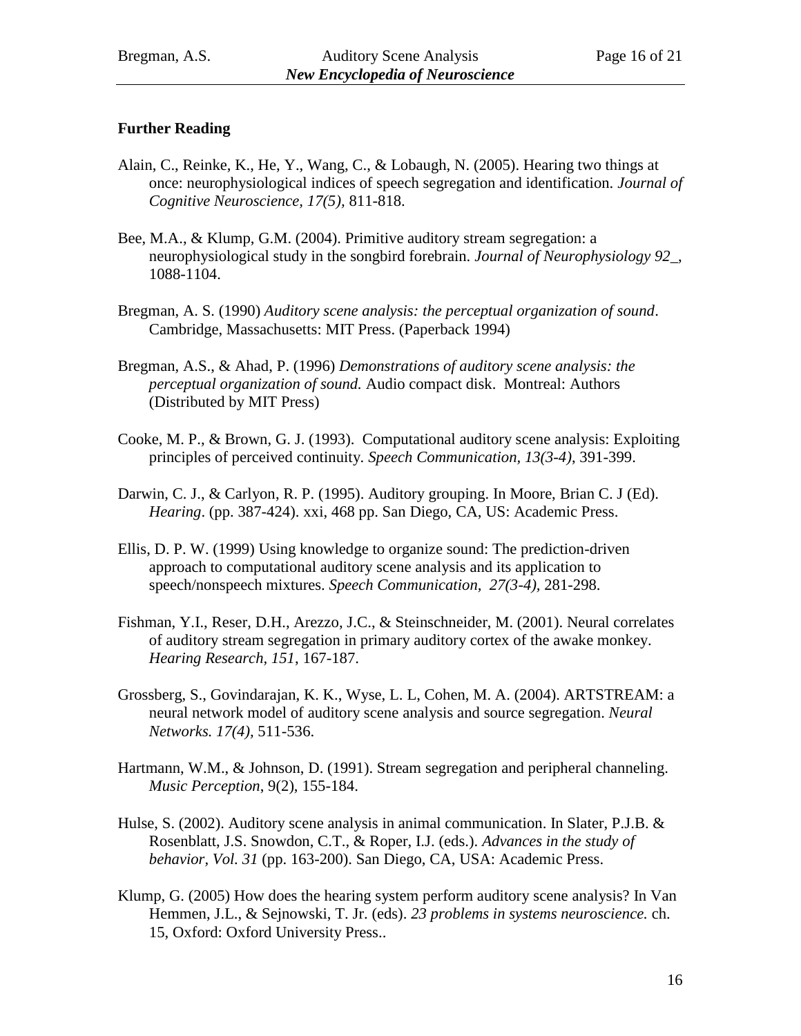**Further Reading**

Alain, C., Reinke, K., He, Y., Wang, C., & Lobaugh, N. (2005). Hearing two things at once: neurophysiological indices of speech segregation and identification. *Journal of Cognitive Neuroscience, 17(5)*, 811-818.

Bee, M.A., & Klump, G.M. (2004). Primitive auditory stream segregation: a neurophysiological study in the songbird forebrain. *Journal of Neurophysiology 92*_, 1088-1104.

Bregman, A. S. (1990) *Auditory scene analysis: the perceptual organization of sound*. Cambridge, Massachusetts: MIT Press. (Paperback 1994)

Bregman, A.S., & Ahad, P. (1996) *Demonstrations of auditory scene analysis: the perceptual organization of sound.* Audio compact disk. Montreal: Authors (Distributed by MIT Press)

Cooke, M. P., & Brown, G. J. (1993). Computational auditory scene analysis: Exploiting principles of perceived continuity. *Speech Communication, 13(3-4)*, 391-399.

Darwin, C. J., & Carlyon, R. P. (1995). Auditory grouping. In Moore, Brian C. J (Ed). *Hearing*. (pp. 387-424). xxi, 468 pp. San Diego, CA, US: Academic Press.

Ellis, D. P. W. (1999) Using knowledge to organize sound: The prediction-driven approach to computational auditory scene analysis and its application to speech/nonspeech mixtures. *Speech Communication, 27(3-4)*, 281-298.

Fishman, Y.I., Reser, D.H., Arezzo, J.C., & Steinschneider, M. (2001). Neural correlates of auditory stream segregation in primary auditory cortex of the awake monkey. *Hearing Research, 151*, 167-187.

Grossberg, S., Govindarajan, K. K., Wyse, L. L, Cohen, M. A. (2004). ARTSTREAM: a neural network model of auditory scene analysis and source segregation. *Neural Networks. 17(4)*, 511-536.

Hartmann, W.M., & Johnson, D. (1991). Stream segregation and peripheral channeling. *Music Perception*, 9(2), 155-184.

Hulse, S. (2002). Auditory scene analysis in animal communication. In Slater, P.J.B. & Rosenblatt, J.S. Snowdon, C.T., & Roper, I.J. (eds.). *Advances in the study of behavior, Vol. 31* (pp. 163-200). San Diego, CA, USA: Academic Press.

Klump, G. (2005) How does the hearing system perform auditory scene analysis? In Van Hemmen, J.L., & Sejnowski, T. Jr. (eds). *23 problems in systems neuroscience.* ch. 15, Oxford: Oxford University Press..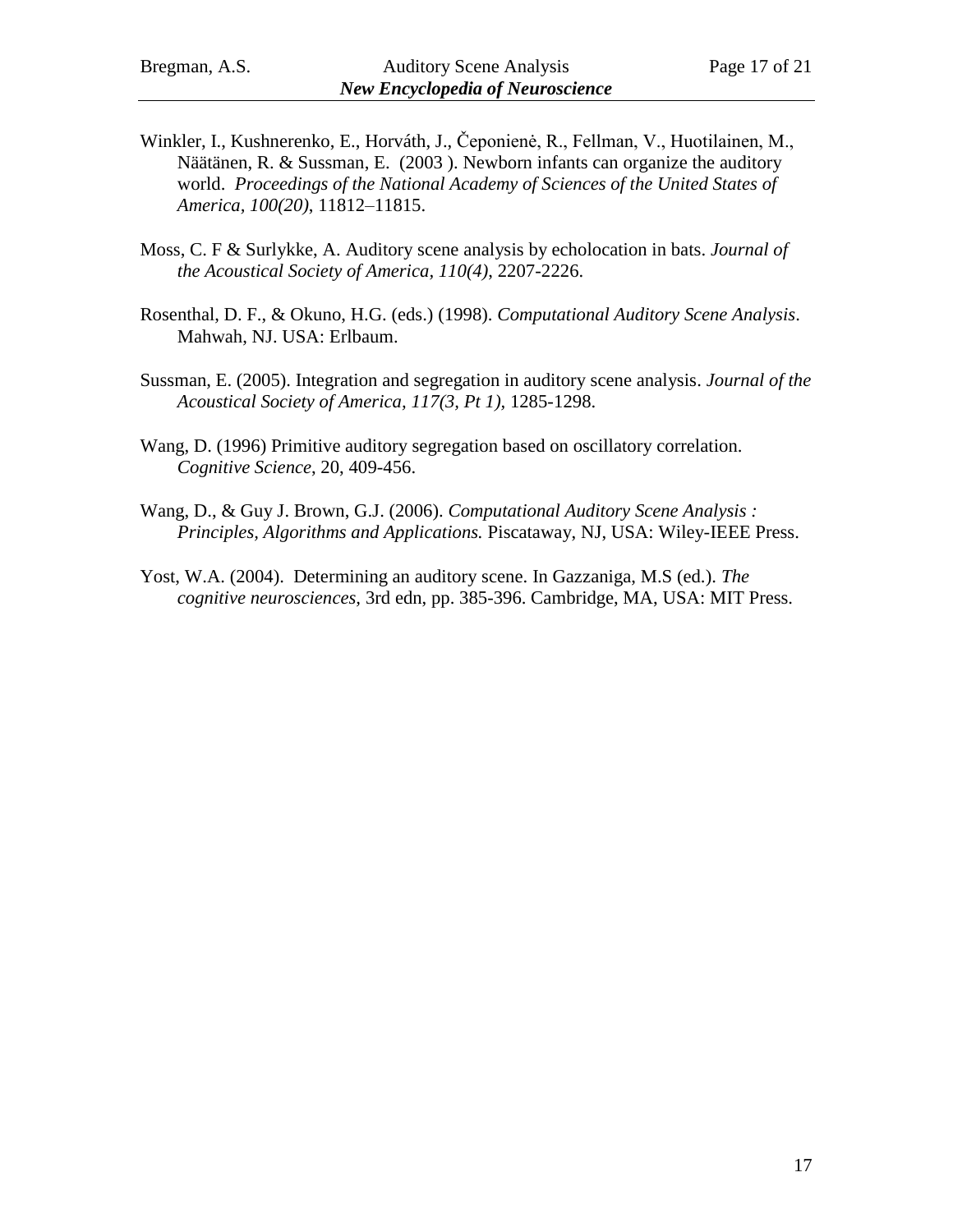Winkler, I., Kushnerenko, E., Horváth, J., Čeponienė, R., Fellman, V., Huotilainen, M., Näätänen, R. & Sussman, E. (2003 ). Newborn infants can organize the auditory world. *Proceedings of the National Academy of Sciences of the United States of America, 100(20)*, 11812–11815.

Moss, C. F & Surlykke, A. Auditory scene analysis by echolocation in bats. *Journal of the Acoustical Society of America, 110(4)*, 2207-2226.

Rosenthal, D. F., & Okuno, H.G. (eds.) (1998). *Computational Auditory Scene Analysis*. Mahwah, NJ. USA: Erlbaum.

Sussman, E. (2005). Integration and segregation in auditory scene analysis. *Journal of the Acoustical Society of America, 117(3, Pt 1),* 1285-1298.

Wang, D. (1996) Primitive auditory segregation based on oscillatory correlation. *Cognitive Science*, 20, 409-456.

Wang, D., & Guy J. Brown, G.J. (2006). *Computational Auditory Scene Analysis : Principles, Algorithms and Applications.* Piscataway, NJ, USA: Wiley-IEEE Press.

Yost, W.A. (2004). Determining an auditory scene. In Gazzaniga, M.S (ed.). *The cognitive neurosciences,* 3rd edn, pp. 385-396. Cambridge, MA, USA: MIT Press.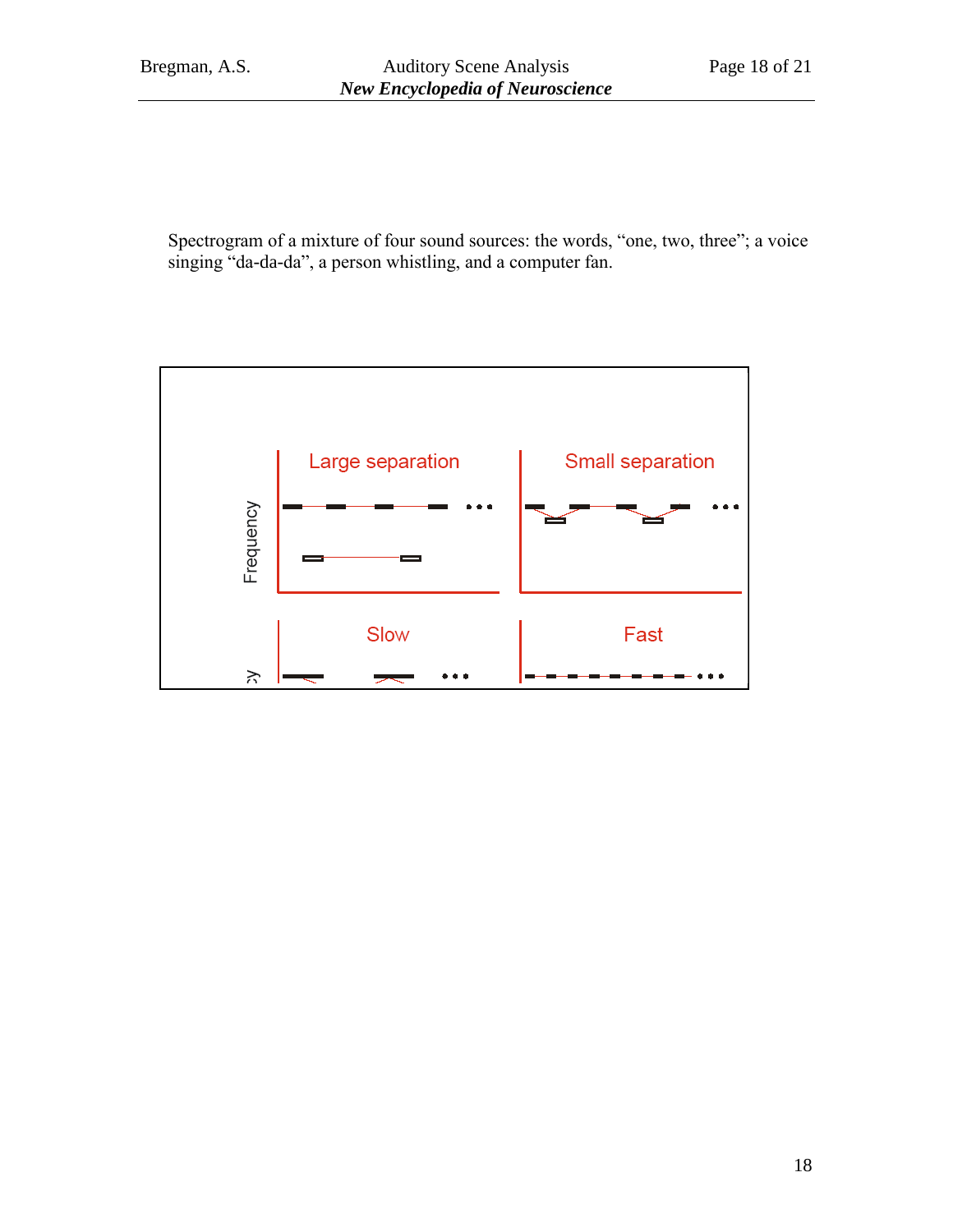Spectrogram of a mixture of four sound sources: the words, "one, two, three"; a voice singing "da-da-da", a person whistling, and a computer fan.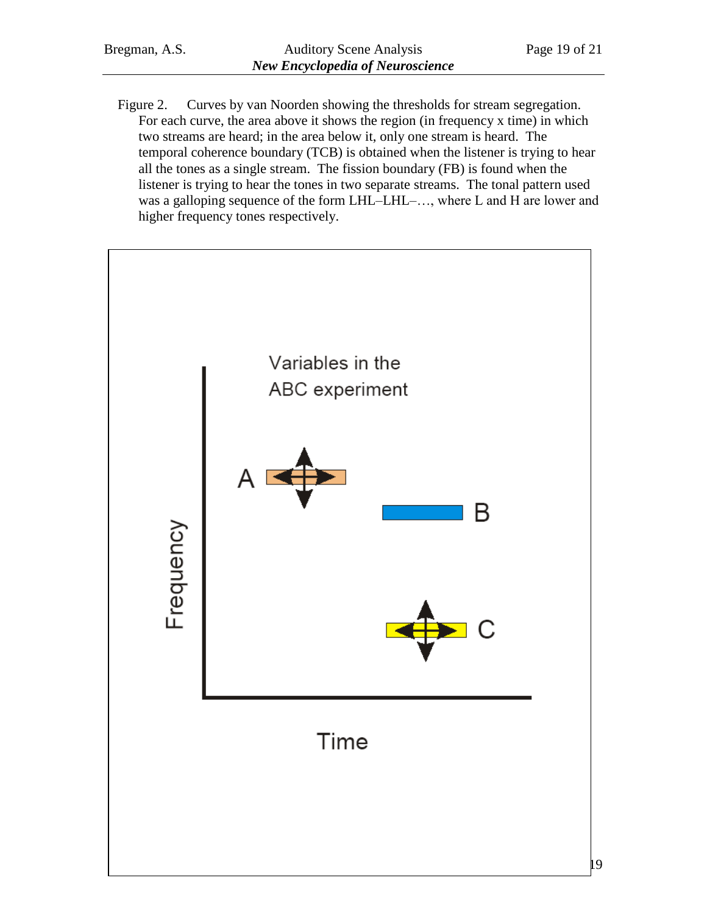Figure 2. Curves by van Noorden showing the thresholds for stream segregation. For each curve, the area above it shows the region (in frequency x time) in which two streams are heard; in the area below it, only one stream is heard. The temporal coherence boundary (TCB) is obtained when the listener is trying to hear all the tones as a single stream. The fission boundary (FB) is found when the listener is trying to hear the tones in two separate streams. The tonal pattern used was a galloping sequence of the form LHL–LHL–…, where L and H are lower and higher frequency tones respectively.

Variables in the ABC experiment

A

B

C

Frequency

Time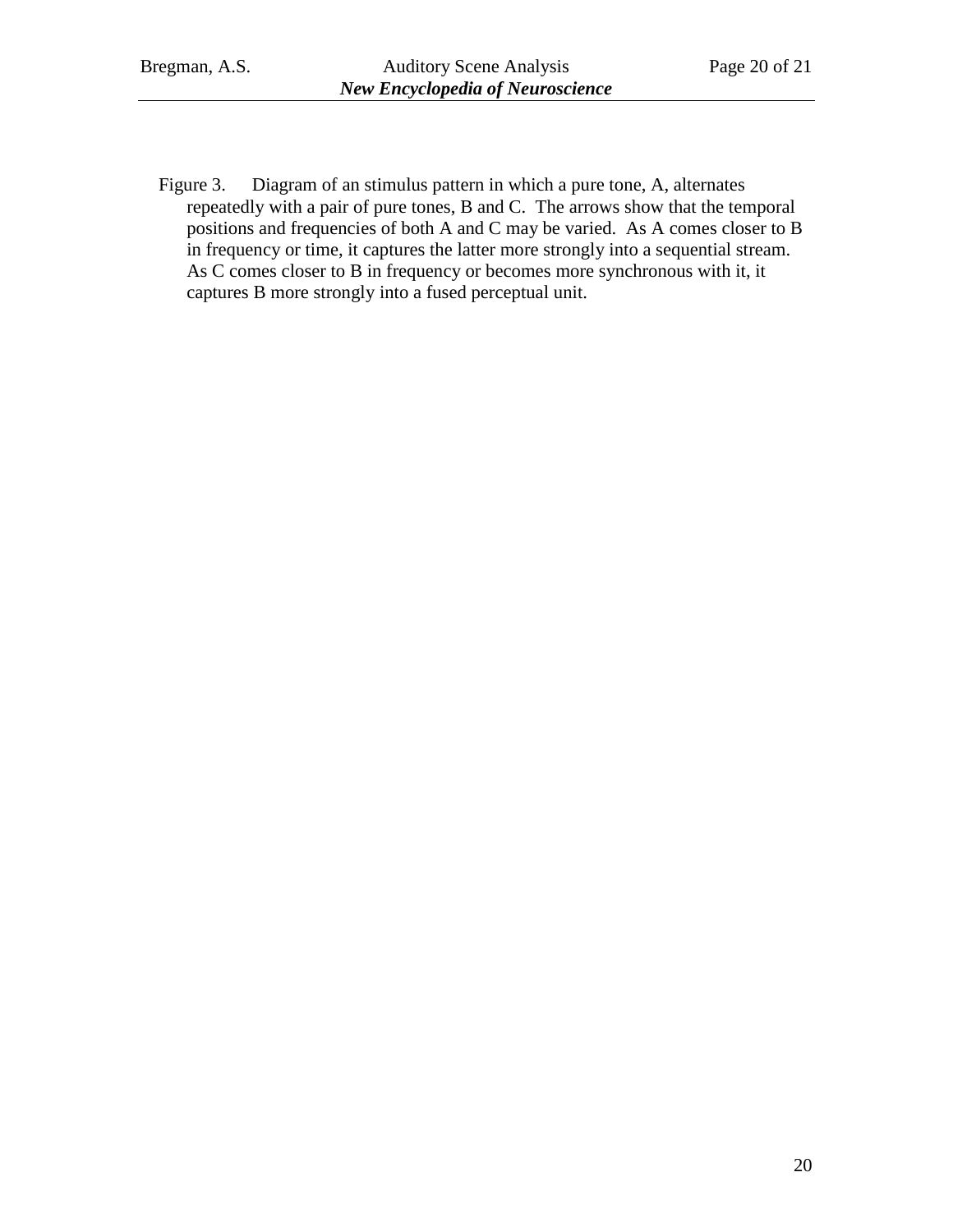Figure 3. Diagram of an stimulus pattern in which a pure tone, A, alternates repeatedly with a pair of pure tones, B and C. The arrows show that the temporal positions and frequencies of both A and C may be varied. As A comes closer to B in frequency or time, it captures the latter more strongly into a sequential stream. As C comes closer to B in frequency or becomes more synchronous with it, it captures B more strongly into a fused perceptual unit.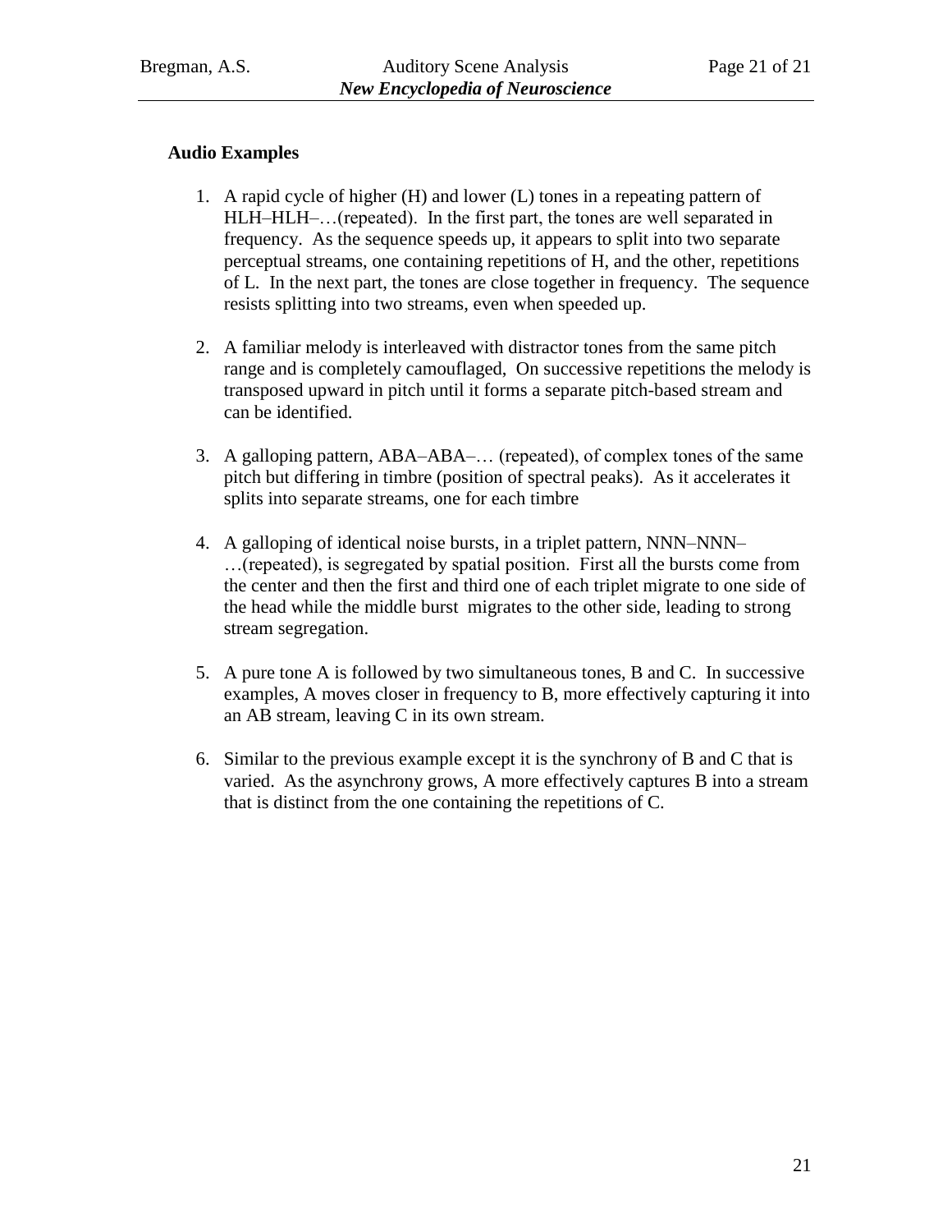### Audio Examples

1. A rapid cycle of higher (H) and lower (L) tones in a repeating pattern of HLH–HLH–…(repeated). In the first part, the tones are well separated in frequency. As the sequence speeds up, it appears to split into two separate perceptual streams, one containing repetitions of H, and the other, repetitions of L. In the next part, the tones are close together in frequency. The sequence resists splitting into two streams, even when speeded up.

2. A familiar melody is interleaved with distractor tones from the same pitch range and is completely camouflaged, On successive repetitions the melody is transposed upward in pitch until it forms a separate pitch-based stream and can be identified.

3. A galloping pattern, ABA–ABA–… (repeated), of complex tones of the same pitch but differing in timbre (position of spectral peaks). As it accelerates it splits into separate streams, one for each timbre

4. A galloping of identical noise bursts, in a triplet pattern, NNN–NNN–…(repeated), is segregated by spatial position. First all the bursts come from the center and then the first and third one of each triplet migrate to one side of the head while the middle burst migrates to the other side, leading to strong stream segregation.

5. A pure tone A is followed by two simultaneous tones, B and C. In successive examples, A moves closer in frequency to B, more effectively capturing it into an AB stream, leaving C in its own stream.

6. Similar to the previous example except it is the synchrony of B and C that is varied. As the asynchrony grows, A more effectively captures B into a stream that is distinct from the one containing the repetitions of C.